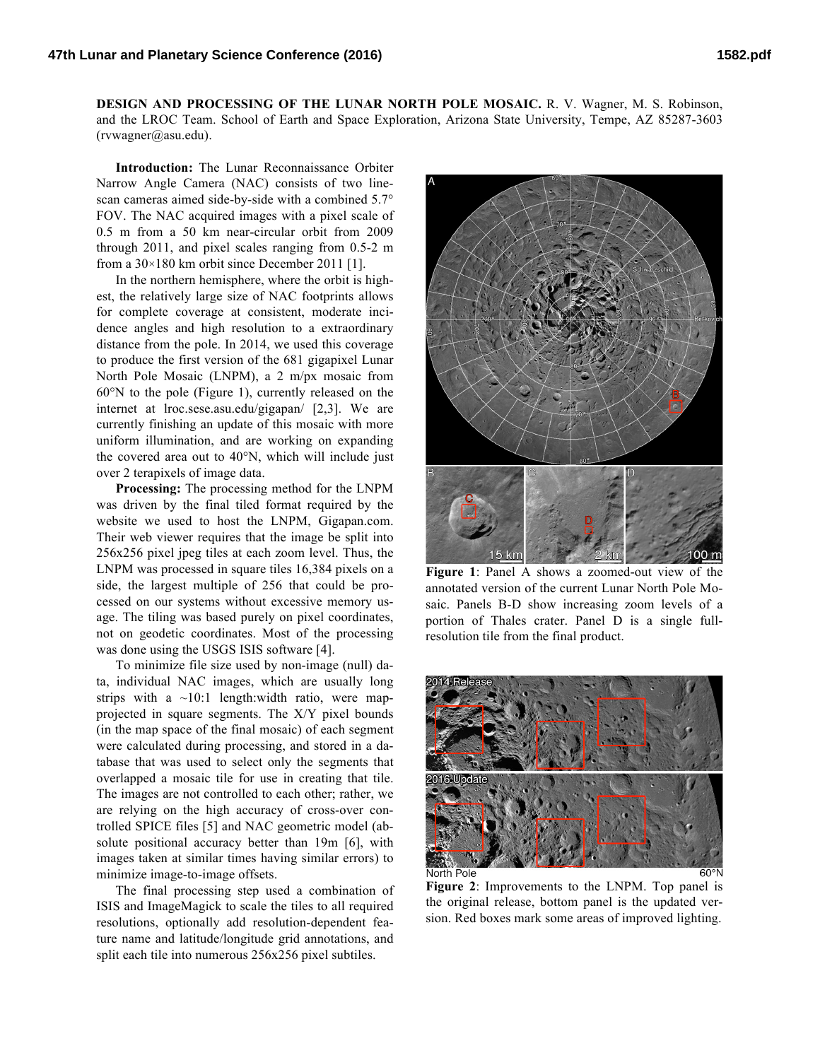**DESIGN AND PROCESSING OF THE LUNAR NORTH POLE MOSAIC.** R. V. Wagner, M. S. Robinson, and the LROC Team. School of Earth and Space Exploration, Arizona State University, Tempe, AZ 85287-3603 (rvwagner@asu.edu).

**Introduction:** The Lunar Reconnaissance Orbiter Narrow Angle Camera (NAC) consists of two line-scan cameras aimed side-by-side with a combined 5.7° FOV. The NAC acquired images with a pixel scale of 0.5 m from a 50 km near-circular orbit from 2009 through 2011, and pixel scales ranging from 0.5-2 m from a 30×180 km orbit since December 2011 [1].

In the northern hemisphere, where the orbit is highest, the relatively large size of NAC footprints allows for complete coverage at consistent, moderate incidence angles and high resolution to a extraordinary distance from the pole. In 2014, we used this coverage to produce the first version of the 681 gigapixel Lunar North Pole Mosaic (LNPM), a 2 m/px mosaic from 60°N to the pole (Figure 1), currently released on the internet at lroc.sese.asu.edu/gigapan/ [2,3]. We are currently finishing an update of this mosaic with more uniform illumination, and are working on expanding the covered area out to 40°N, which will include just over 2 terapixels of image data.

**Processing:** The processing method for the LNPM was driven by the final tiled format required by the website we used to host the LNPM, Gigapan.com. Their web viewer requires that the image be split into 256x256 pixel jpeg tiles at each zoom level. Thus, the LNPM was processed in square tiles 16,384 pixels on a side, the largest multiple of 256 that could be processed on our systems without excessive memory usage. The tiling was based purely on pixel coordinates, not on geodetic coordinates. Most of the processing was done using the USGS ISIS software [4].

To minimize file size used by non-image (null) data, individual NAC images, which are usually long strips with a ~10:1 length:width ratio, were map-projected in square segments. The X/Y pixel bounds (in the map space of the final mosaic) of each segment were calculated during processing, and stored in a database that was used to select only the segments that overlapped a mosaic tile for use in creating that tile. The images are not controlled to each other; rather, we are relying on the high accuracy of cross-over controlled SPICE files [5] and NAC geometric model (absolute positional accuracy better than 19m [6], with images taken at similar times having similar errors) to minimize image-to-image offsets.

The final processing step used a combination of ISIS and ImageMagick to scale the tiles to all required resolutions, optionally add resolution-dependent feature name and latitude/longitude grid annotations, and split each tile into numerous 256x256 pixel subtiles.

**Figure 1**: Panel A shows a zoomed-out view of the annotated version of the current Lunar North Pole Mosaic. Panels B-D show increasing zoom levels of a portion of Thales crater. Panel D is a single full-resolution tile from the final product.

**Figure 2**: Improvements to the LNPM. Top panel is the original release, bottom panel is the updated version. Red boxes mark some areas of improved lighting.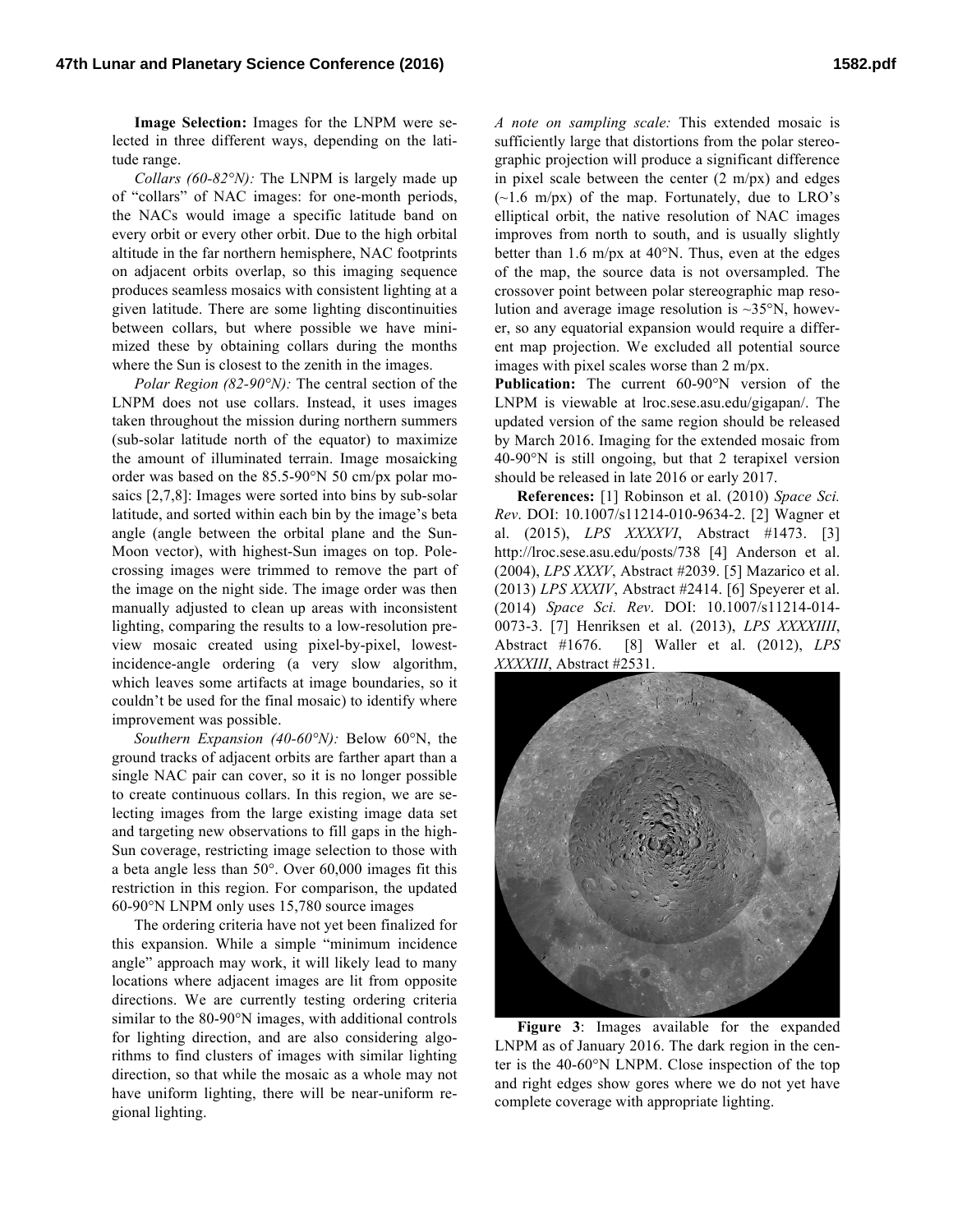**Image Selection:** Images for the LNPM were selected in three different ways, depending on the latitude range.

*Collars (60-82°N):* The LNPM is largely made up of "collars" of NAC images: for one-month periods, the NACs would image a specific latitude band on every orbit or every other orbit. Due to the high orbital altitude in the far northern hemisphere, NAC footprints on adjacent orbits overlap, so this imaging sequence produces seamless mosaics with consistent lighting at a given latitude. There are some lighting discontinuities between collars, but where possible we have minimized these by obtaining collars during the months where the Sun is closest to the zenith in the images.

*Polar Region (82-90°N):* The central section of the LNPM does not use collars. Instead, it uses images taken throughout the mission during northern summers (sub-solar latitude north of the equator) to maximize the amount of illuminated terrain. Image mosaicking order was based on the 85.5-90°N 50 cm/px polar mosaics [2,7,8]: Images were sorted into bins by sub-solar latitude, and sorted within each bin by the image's beta angle (angle between the orbital plane and the Sun-Moon vector), with highest-Sun images on top. Pole-crossing images were trimmed to remove the part of the image on the night side. The image order was then manually adjusted to clean up areas with inconsistent lighting, comparing the results to a low-resolution preview mosaic created using pixel-by-pixel, lowest-incidence-angle ordering (a very slow algorithm, which leaves some artifacts at image boundaries, so it couldn't be used for the final mosaic) to identify where improvement was possible.

*Southern Expansion (40-60°N):* Below 60°N, the ground tracks of adjacent orbits are farther apart than a single NAC pair can cover, so it is no longer possible to create continuous collars. In this region, we are selecting images from the large existing image data set and targeting new observations to fill gaps in the high-Sun coverage, restricting image selection to those with a beta angle less than 50°. Over 60,000 images fit this restriction in this region. For comparison, the updated 60-90°N LNPM only uses 15,780 source images

The ordering criteria have not yet been finalized for this expansion. While a simple "minimum incidence angle" approach may work, it will likely lead to many locations where adjacent images are lit from opposite directions. We are currently testing ordering criteria similar to the 80-90°N images, with additional controls for lighting direction, and are also considering algorithms to find clusters of images with similar lighting direction, so that while the mosaic as a whole may not have uniform lighting, there will be near-uniform regional lighting.

*A note on sampling scale:* This extended mosaic is sufficiently large that distortions from the polar stereographic projection will produce a significant difference in pixel scale between the center (2 m/px) and edges (~1.6 m/px) of the map. Fortunately, due to LRO's elliptical orbit, the native resolution of NAC images improves from north to south, and is usually slightly better than 1.6 m/px at 40°N. Thus, even at the edges of the map, the source data is not oversampled. The crossover point between polar stereographic map resolution and average image resolution is ~35°N, however, so any equatorial expansion would require a different map projection. We excluded all potential source images with pixel scales worse than 2 m/px.

**Publication:** The current 60-90°N version of the LNPM is viewable at lroc.sese.asu.edu/gigapan/. The updated version of the same region should be released by March 2016. Imaging for the extended mosaic from 40-90°N is still ongoing, but that 2 terapixel version should be released in late 2016 or early 2017.

**References:** [1] Robinson et al. (2010) *Space Sci. Rev*. DOI: 10.1007/s11214-010-9634-2. [2] Wagner et al. (2015), *LPS XXXXVI*, Abstract #1473. [3] http://lroc.sese.asu.edu/posts/738 [4] Anderson et al. (2004), *LPS XXXV*, Abstract #2039. [5] Mazarico et al. (2013) *LPS XXXIV*, Abstract #2414. [6] Speyerer et al. (2014) *Space Sci. Rev*. DOI: 10.1007/s11214-014-0073-3. [7] Henriksen et al. (2013), *LPS XXXXIIII*, Abstract #1676. [8] Waller et al. (2012), *LPS XXXXIII*, Abstract #2531.

**Figure 3**: Images available for the expanded LNPM as of January 2016. The dark region in the center is the 40-60°N LNPM. Close inspection of the top and right edges show gores where we do not yet have complete coverage with appropriate lighting.